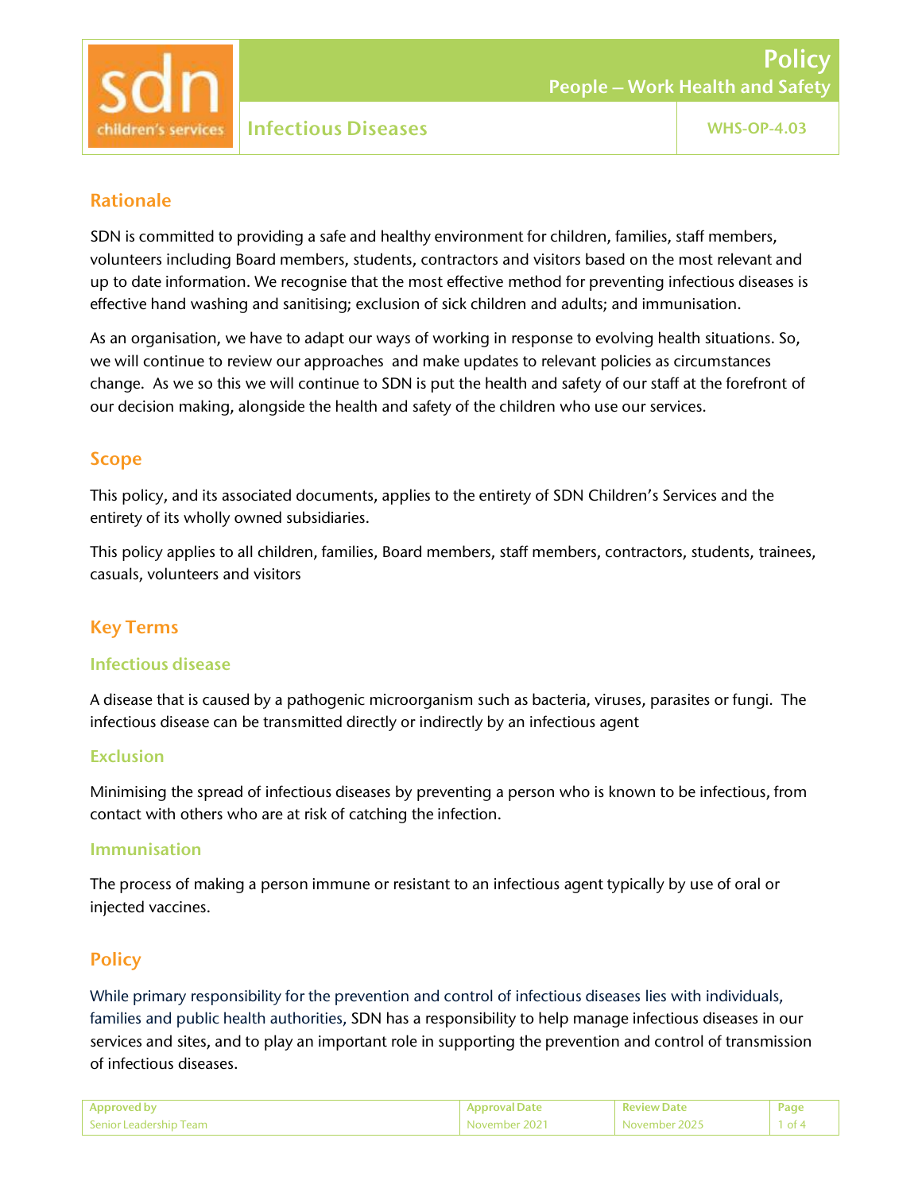# Policy

## People – Work Health and Safety

## Infectious Diseases

WHS-OP-4.03

## Rationale

SDN is committed to providing a safe and healthy environment for children, families, staff members, volunteers including Board members, students, contractors and visitors based on the most relevant and up to date information. We recognise that the most effective method for preventing infectious diseases is effective hand washing and sanitising; exclusion of sick children and adults; and immunisation.

As an organisation, we have to adapt our ways of working in response to evolving health situations. So, we will continue to review our approaches and make updates to relevant policies as circumstances change. As we so this we will continue to SDN is put the health and safety of our staff at the forefront of our decision making, alongside the health and safety of the children who use our services.

## Scope

This policy, and its associated documents, applies to the entirety of SDN Children's Services and the entirety of its wholly owned subsidiaries.

This policy applies to all children, families, Board members, staff members, contractors, students, trainees, casuals, volunteers and visitors

## Key Terms

### Infectious disease

A disease that is caused by a pathogenic microorganism such as bacteria, viruses, parasites or fungi. The infectious disease can be transmitted directly or indirectly by an infectious agent

### Exclusion

Minimising the spread of infectious diseases by preventing a person who is known to be infectious, from contact with others who are at risk of catching the infection.

### Immunisation

The process of making a person immune or resistant to an infectious agent typically by use of oral or injected vaccines.

## Policy

While primary responsibility for the prevention and control of infectious diseases lies with individuals, families and public health authorities, SDN has a responsibility to help manage infectious diseases in our services and sites, and to play an important role in supporting the prevention and control of transmission of infectious diseases.

| Approved by | Approval Date | Review Date |
|---|---|---|
| Senior Leadership Team | November 2021 | November 2025 |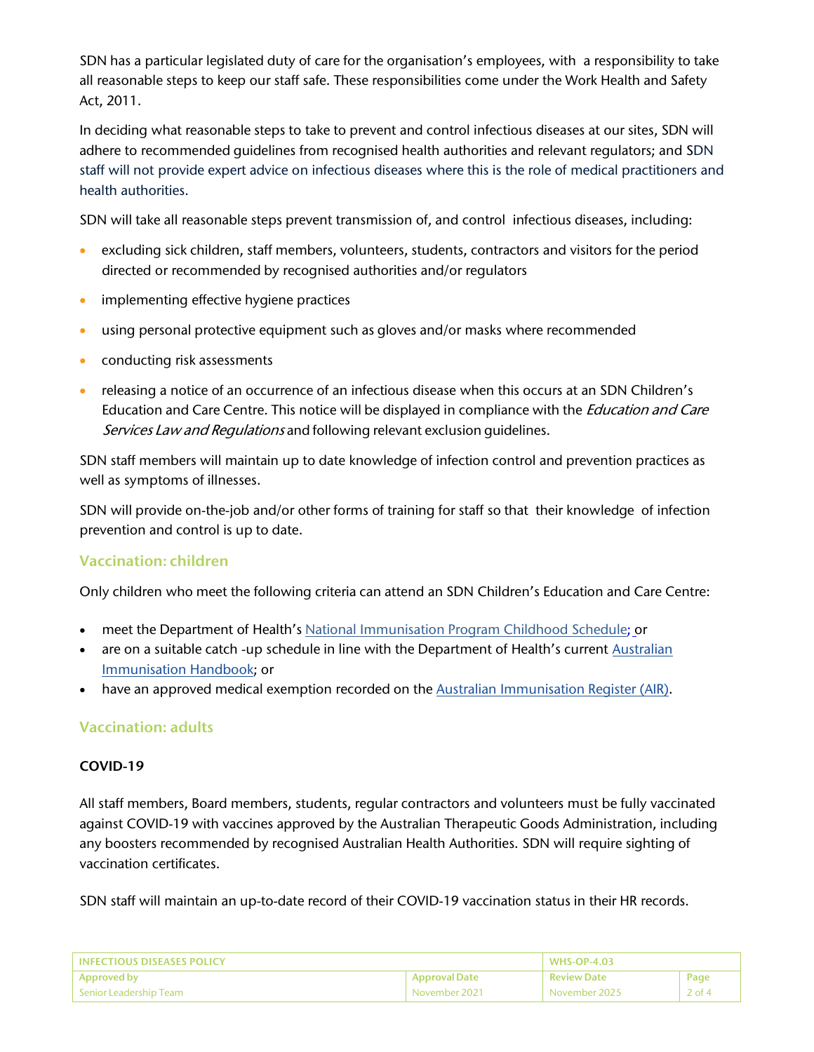SDN has a particular legislated duty of care for the organisation's employees, with a responsibility to take all reasonable steps to keep our staff safe. These responsibilities come under the Work Health and Safety Act, 2011.

In deciding what reasonable steps to take to prevent and control infectious diseases at our sites, SDN will adhere to recommended guidelines from recognised health authorities and relevant regulators; and SDN staff will not provide expert advice on infectious diseases where this is the role of medical practitioners and health authorities.

SDN will take all reasonable steps prevent transmission of, and control infectious diseases, including:

- excluding sick children, staff members, volunteers, students, contractors and visitors for the period directed or recommended by recognised authorities and/or regulators
- implementing effective hygiene practices
- using personal protective equipment such as gloves and/or masks where recommended
- conducting risk assessments
- releasing a notice of an occurrence of an infectious disease when this occurs at an SDN Children's Education and Care Centre. This notice will be displayed in compliance with the *Education and Care Services Law and Regulations* and following relevant exclusion guidelines.

SDN staff members will maintain up to date knowledge of infection control and prevention practices as well as symptoms of illnesses.

SDN will provide on-the-job and/or other forms of training for staff so that their knowledge of infection prevention and control is up to date.

## Vaccination: children

Only children who meet the following criteria can attend an SDN Children's Education and Care Centre:

- meet the Department of Health's National Immunisation Program Childhood Schedule; or
- are on a suitable catch -up schedule in line with the Department of Health's current Australian Immunisation Handbook; or
- have an approved medical exemption recorded on the Australian Immunisation Register (AIR).

## Vaccination: adults

### COVID-19

All staff members, Board members, students, regular contractors and volunteers must be fully vaccinated against COVID-19 with vaccines approved by the Australian Therapeutic Goods Administration, including any boosters recommended by recognised Australian Health Authorities. SDN will require sighting of vaccination certificates.

SDN staff will maintain an up-to-date record of their COVID-19 vaccination status in their HR records.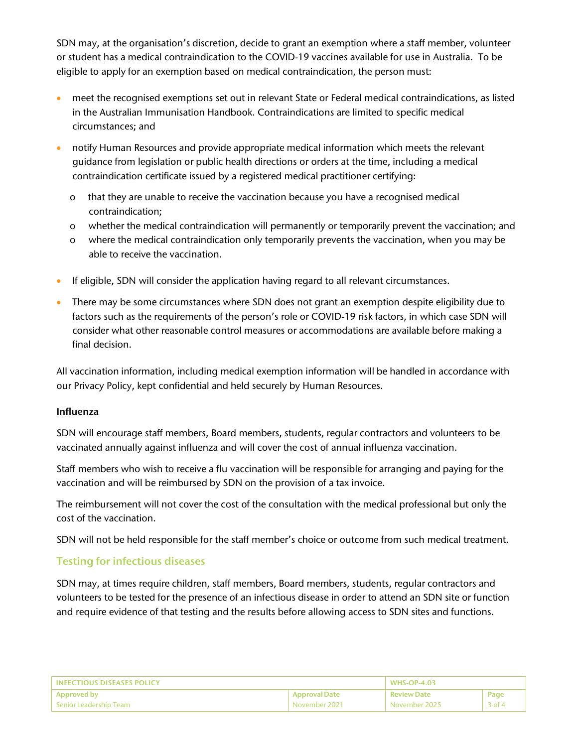SDN may, at the organisation's discretion, decide to grant an exemption where a staff member, volunteer or student has a medical contraindication to the COVID-19 vaccines available for use in Australia. To be eligible to apply for an exemption based on medical contraindication, the person must:

- meet the recognised exemptions set out in relevant State or Federal medical contraindications, as listed in the Australian Immunisation Handbook. Contraindications are limited to specific medical circumstances; and
- notify Human Resources and provide appropriate medical information which meets the relevant guidance from legislation or public health directions or orders at the time, including a medical contraindication certificate issued by a registered medical practitioner certifying:
  - that they are unable to receive the vaccination because you have a recognised medical contraindication;
  - whether the medical contraindication will permanently or temporarily prevent the vaccination; and
  - where the medical contraindication only temporarily prevents the vaccination, when you may be able to receive the vaccination.
- If eligible, SDN will consider the application having regard to all relevant circumstances.
- There may be some circumstances where SDN does not grant an exemption despite eligibility due to factors such as the requirements of the person's role or COVID-19 risk factors, in which case SDN will consider what other reasonable control measures or accommodations are available before making a final decision.

All vaccination information, including medical exemption information will be handled in accordance with our Privacy Policy, kept confidential and held securely by Human Resources.

**Influenza**

SDN will encourage staff members, Board members, students, regular contractors and volunteers to be vaccinated annually against influenza and will cover the cost of annual influenza vaccination.

Staff members who wish to receive a flu vaccination will be responsible for arranging and paying for the vaccination and will be reimbursed by SDN on the provision of a tax invoice.

The reimbursement will not cover the cost of the consultation with the medical professional but only the cost of the vaccination.

SDN will not be held responsible for the staff member's choice or outcome from such medical treatment.

## Testing for infectious diseases

SDN may, at times require children, staff members, Board members, students, regular contractors and volunteers to be tested for the presence of an infectious disease in order to attend an SDN site or function and require evidence of that testing and the results before allowing access to SDN sites and functions.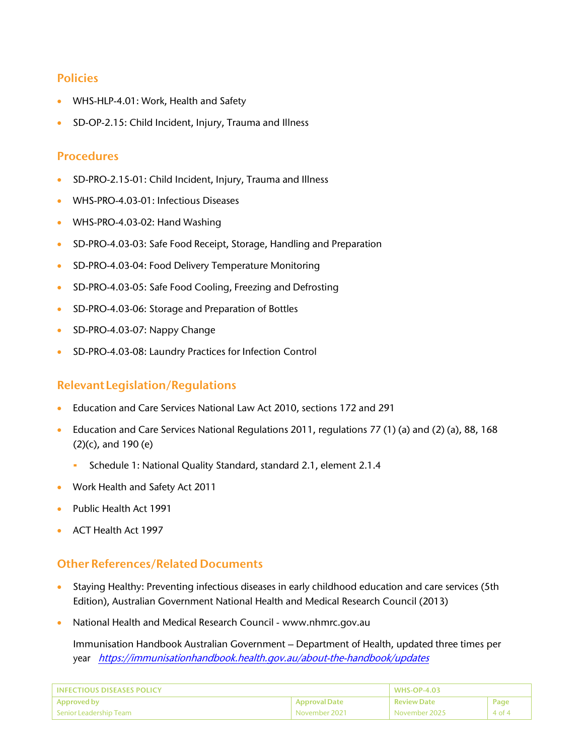## Policies

- WHS-HLP-4.01: Work, Health and Safety
- SD-OP-2.15: Child Incident, Injury, Trauma and Illness

## Procedures

- SD-PRO-2.15-01: Child Incident, Injury, Trauma and Illness
- WHS-PRO-4.03-01: Infectious Diseases
- WHS-PRO-4.03-02: Hand Washing
- SD-PRO-4.03-03: Safe Food Receipt, Storage, Handling and Preparation
- SD-PRO-4.03-04: Food Delivery Temperature Monitoring
- SD-PRO-4.03-05: Safe Food Cooling, Freezing and Defrosting
- SD-PRO-4.03-06: Storage and Preparation of Bottles
- SD-PRO-4.03-07: Nappy Change
- SD-PRO-4.03-08: Laundry Practices for Infection Control

## Relevant Legislation/Regulations

- Education and Care Services National Law Act 2010, sections 172 and 291
- Education and Care Services National Regulations 2011, regulations 77 (1) (a) and (2) (a), 88, 168 (2)(c), and 190 (e)
  - Schedule 1: National Quality Standard, standard 2.1, element 2.1.4
- Work Health and Safety Act 2011
- Public Health Act 1991
- ACT Health Act 1997

## Other References/Related Documents

- Staying Healthy: Preventing infectious diseases in early childhood education and care services (5th Edition), Australian Government National Health and Medical Research Council (2013)
- National Health and Medical Research Council - www.nhmrc.gov.au

  Immunisation Handbook Australian Government – Department of Health, updated three times per year *https://immunisationhandbook.health.gov.au/about-the-handbook/updates*